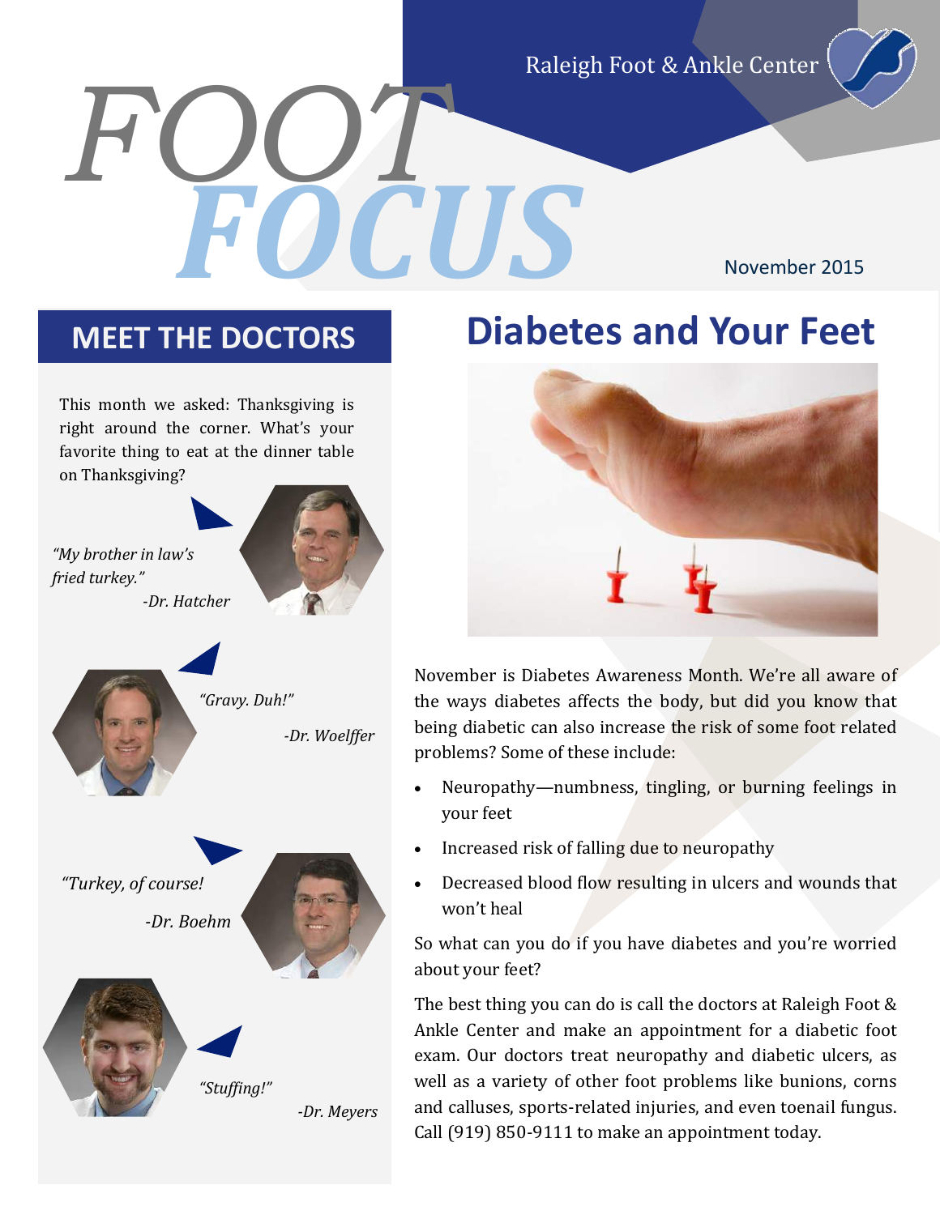Raleigh Foot & Ankle Center

# FOOT FOCUS

November 2015

## MEET THE DOCTORS

This month we asked: Thanksgiving is right around the corner. What's your favorite thing to eat at the dinner table on Thanksgiving?

*"My brother in law's fried turkey."*
*-Dr. Hatcher*

*"Gravy. Duh!"*
*-Dr. Woelffer*

*"Turkey, of course!*
*-Dr. Boehm*

*"Stuffing!"*
*-Dr. Meyers*

## Diabetes and Your Feet

November is Diabetes Awareness Month. We're all aware of the ways diabetes affects the body, but did you know that being diabetic can also increase the risk of some foot related problems? Some of these include:

- Neuropathy—numbness, tingling, or burning feelings in your feet
- Increased risk of falling due to neuropathy
- Decreased blood flow resulting in ulcers and wounds that won't heal

So what can you do if you have diabetes and you're worried about your feet?

The best thing you can do is call the doctors at Raleigh Foot & Ankle Center and make an appointment for a diabetic foot exam. Our doctors treat neuropathy and diabetic ulcers, as well as a variety of other foot problems like bunions, corns and calluses, sports-related injuries, and even toenail fungus. Call (919) 850-9111 to make an appointment today.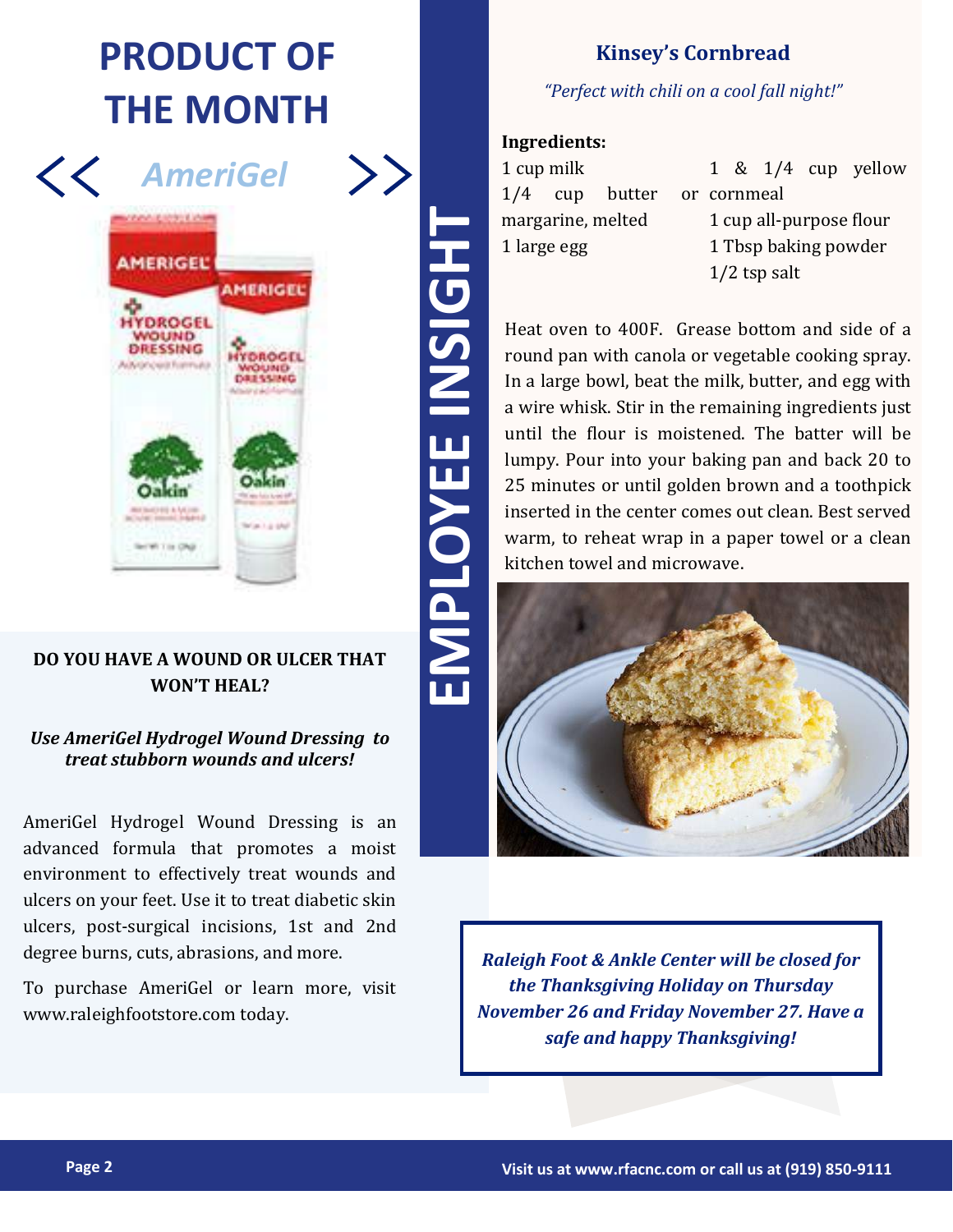# PRODUCT OF THE MONTH

## << AmeriGel >>

**DO YOU HAVE A WOUND OR ULCER THAT WON'T HEAL?**

***Use AmeriGel Hydrogel Wound Dressing to treat stubborn wounds and ulcers!***

AmeriGel Hydrogel Wound Dressing is an advanced formula that promotes a moist environment to effectively treat wounds and ulcers on your feet. Use it to treat diabetic skin ulcers, post-surgical incisions, 1st and 2nd degree burns, cuts, abrasions, and more.

To purchase AmeriGel or learn more, visit www.raleighfootstore.com today.

# EMPLOYEE INSIGHT

## Kinsey's Cornbread

*"Perfect with chili on a cool fall night!"*

**Ingredients:**

- 1 cup milk
- 1/4 cup butter or margarine, melted
- 1 large egg
- 1 & 1/4 cup yellow cornmeal
- 1 cup all-purpose flour
- 1 Tbsp baking powder
- 1/2 tsp salt

Heat oven to 400F. Grease bottom and side of a round pan with canola or vegetable cooking spray. In a large bowl, beat the milk, butter, and egg with a wire whisk. Stir in the remaining ingredients just until the flour is moistened. The batter will be lumpy. Pour into your baking pan and back 20 to 25 minutes or until golden brown and a toothpick inserted in the center comes out clean. Best served warm, to reheat wrap in a paper towel or a clean kitchen towel and microwave.

***Raleigh Foot & Ankle Center will be closed for the Thanksgiving Holiday on Thursday November 26 and Friday November 27. Have a safe and happy Thanksgiving!***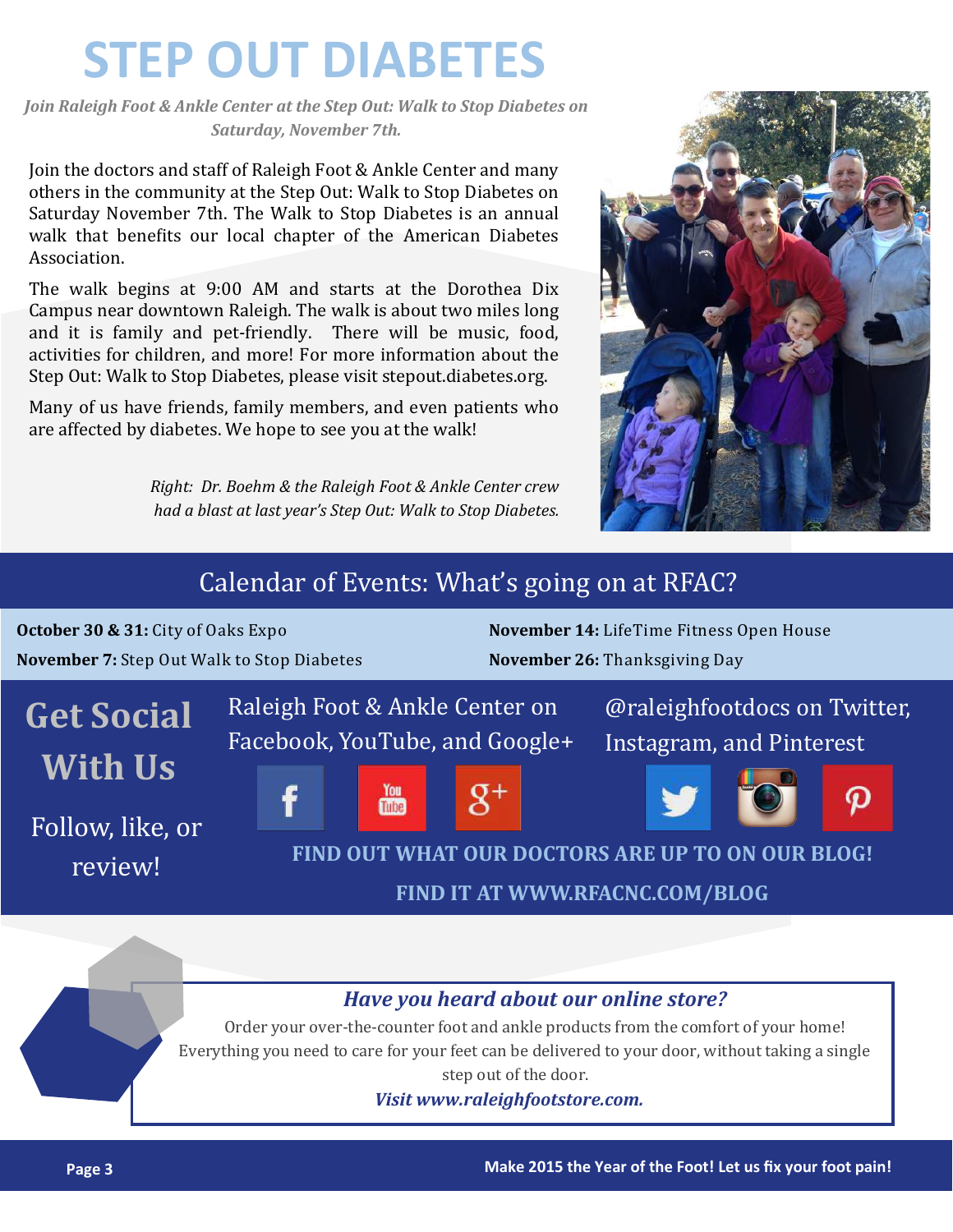# STEP OUT DIABETES

*Join Raleigh Foot & Ankle Center at the Step Out: Walk to Stop Diabetes on Saturday, November 7th.*

Join the doctors and staff of Raleigh Foot & Ankle Center and many others in the community at the Step Out: Walk to Stop Diabetes on Saturday November 7th. The Walk to Stop Diabetes is an annual walk that benefits our local chapter of the American Diabetes Association.

The walk begins at 9:00 AM and starts at the Dorothea Dix Campus near downtown Raleigh. The walk is about two miles long and it is family and pet-friendly. There will be music, food, activities for children, and more! For more information about the Step Out: Walk to Stop Diabetes, please visit stepout.diabetes.org.

Many of us have friends, family members, and even patients who are affected by diabetes. We hope to see you at the walk!

*Right: Dr. Boehm & the Raleigh Foot & Ankle Center crew had a blast at last year's Step Out: Walk to Stop Diabetes.*

## Calendar of Events: What's going on at RFAC?

**October 30 & 31:** City of Oaks Expo

**November 7:** Step Out Walk to Stop Diabetes

**November 14:** LifeTime Fitness Open House

**November 26:** Thanksgiving Day

## Get Social With Us

Follow, like, or review!

Raleigh Foot & Ankle Center on Facebook, YouTube, and Google+

@raleighfootdocs on Twitter, Instagram, and Pinterest

**FIND OUT WHAT OUR DOCTORS ARE UP TO ON OUR BLOG!**

**FIND IT AT WWW.RFACNC.COM/BLOG**

### *Have you heard about our online store?*

Order your over-the-counter foot and ankle products from the comfort of your home! Everything you need to care for your feet can be delivered to your door, without taking a single step out of the door.

***Visit www.raleighfootstore.com.***

**Make 2015 the Year of the Foot! Let us fix your foot pain!**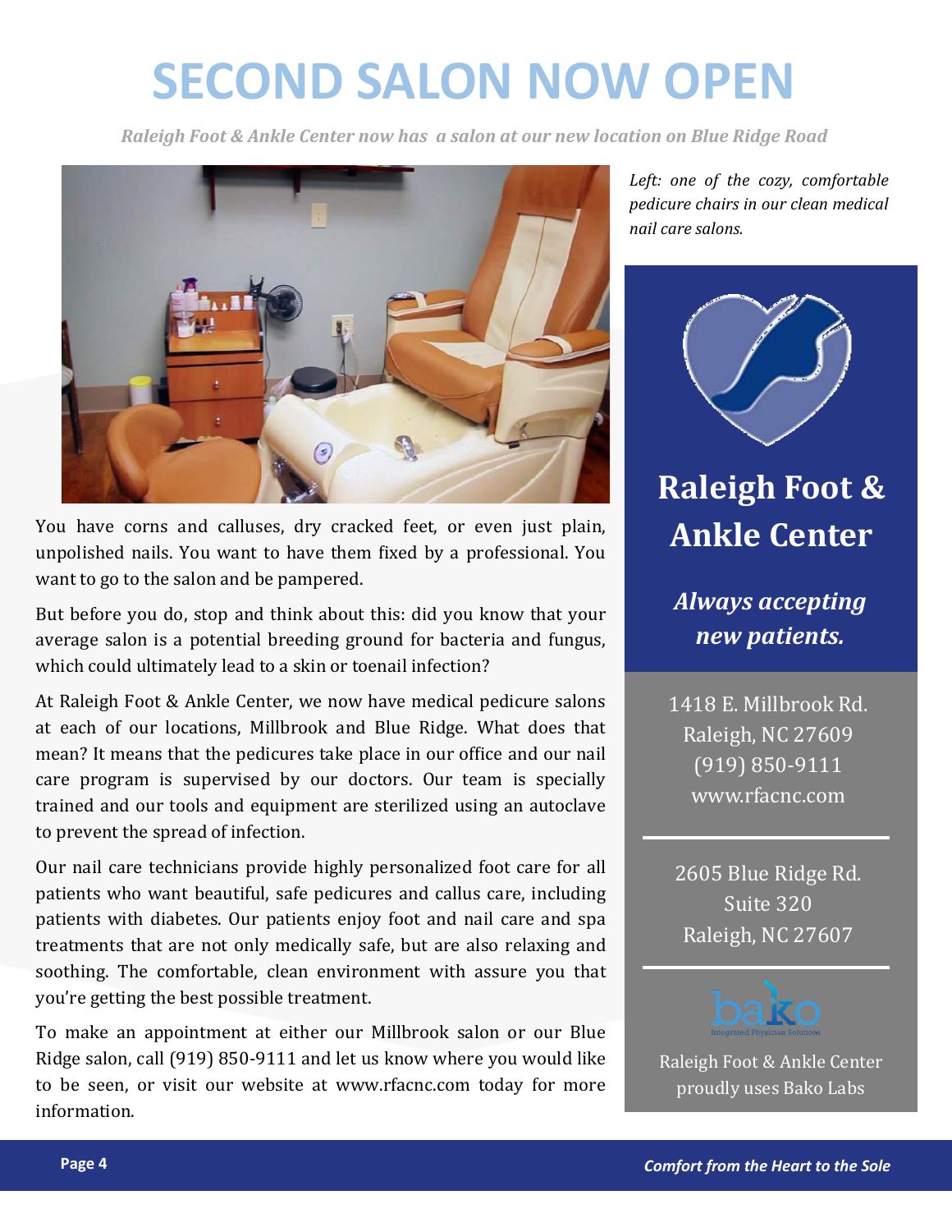# SECOND SALON NOW OPEN

*Raleigh Foot & Ankle Center now has a salon at our new location on Blue Ridge Road*

*Left: one of the cozy, comfortable pedicure chairs in our clean medical nail care salons.*

You have corns and calluses, dry cracked feet, or even just plain, unpolished nails. You want to have them fixed by a professional. You want to go to the salon and be pampered.

But before you do, stop and think about this: did you know that your average salon is a potential breeding ground for bacteria and fungus, which could ultimately lead to a skin or toenail infection?

At Raleigh Foot & Ankle Center, we now have medical pedicure salons at each of our locations, Millbrook and Blue Ridge. What does that mean? It means that the pedicures take place in our office and our nail care program is supervised by our doctors. Our team is specially trained and our tools and equipment are sterilized using an autoclave to prevent the spread of infection.

Our nail care technicians provide highly personalized foot care for all patients who want beautiful, safe pedicures and callus care, including patients with diabetes. Our patients enjoy foot and nail care and spa treatments that are not only medically safe, but are also relaxing and soothing. The comfortable, clean environment with assure you that you're getting the best possible treatment.

To make an appointment at either our Millbrook salon or our Blue Ridge salon, call (919) 850-9111 and let us know where you would like to be seen, or visit our website at www.rfacnc.com today for more information.

## Raleigh Foot & Ankle Center

***Always accepting new patients.***

1418 E. Millbrook Rd.
Raleigh, NC 27609
(919) 850-9111
www.rfacnc.com

2605 Blue Ridge Rd.
Suite 320
Raleigh, NC 27607

bako
Integrated Physician Solutions

Raleigh Foot & Ankle Center proudly uses Bako Labs

*Comfort from the Heart to the Sole*